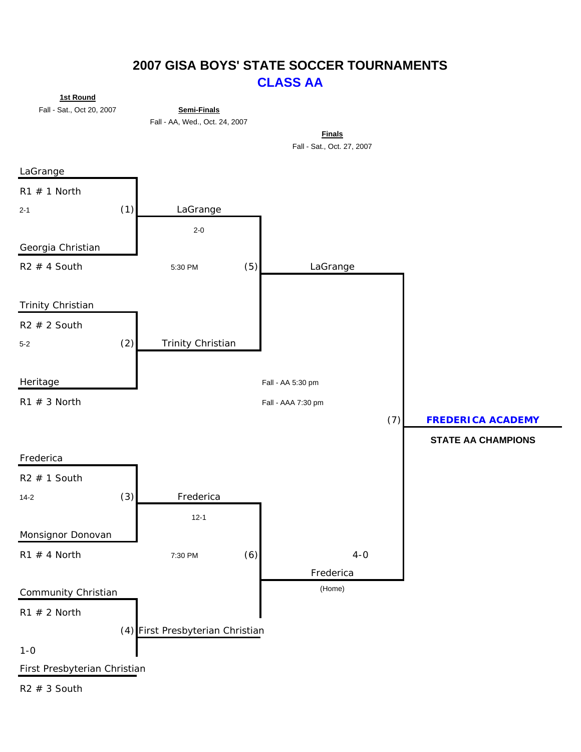# 2007 GISA BOYS' STATE SOCCER TOURNAMENTS

## CLASS AA

**1st Round**
Fall - Sat., Oct 20, 2007

**Semi-Finals**
Fall - AA, Wed., Oct. 24, 2007

**Finals**
Fall - Sat., Oct. 27, 2007

### 1st Round

(1)
- LaGrange — R1 # 1 North
- Georgia Christian — R2 # 4 South
- 2-1

(2)
- Trinity Christian — R2 # 2 South
- Heritage — R1 # 3 North
- 5-2

(3)
- Frederica — R2 # 1 South
- Monsignor Donovan — R1 # 4 North
- 14-2

(4)
- Community Christian — R1 # 2 North
- First Presbyterian Christian — R2 # 3 South
- 1-0

### Semi-Finals

(5) 5:30 PM
- LaGrange
- Trinity Christian
- 2-0

(6) 7:30 PM
- Frederica
- First Presbyterian Christian
- 12-1

### Finals

Fall - AA 5:30 pm
Fall - AAA 7:30 pm

(7)
- LaGrange
- Frederica (Home)
- 4-0

**FREDERICA ACADEMY**

**STATE AA CHAMPIONS**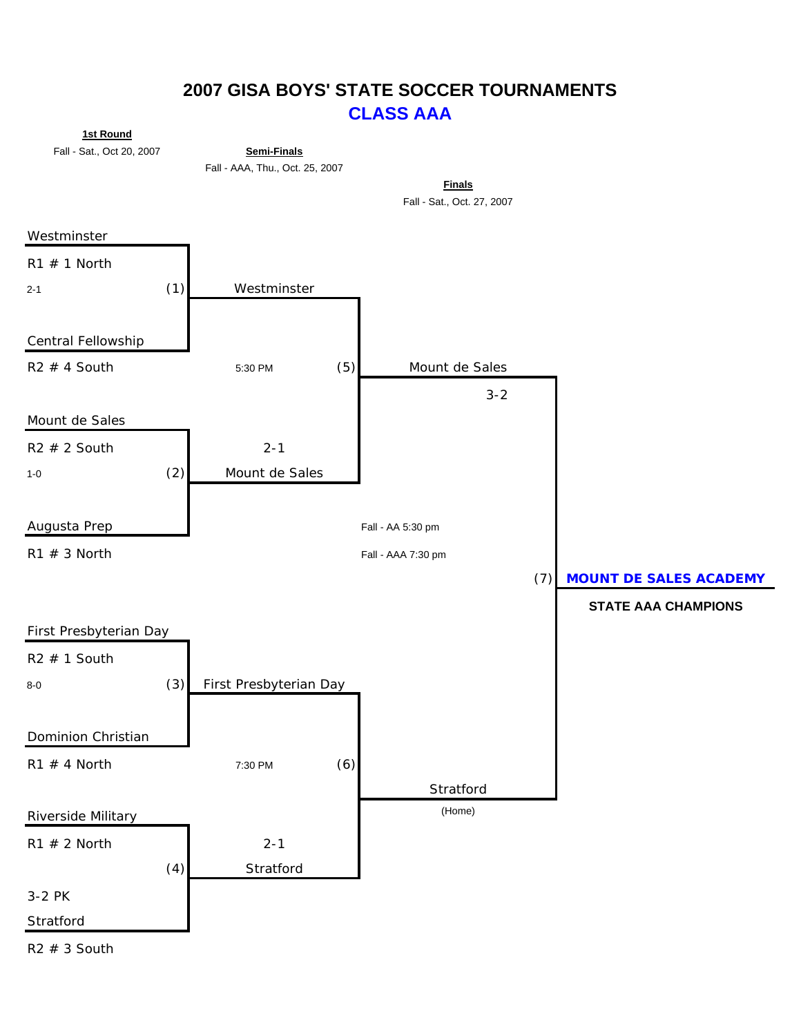# 2007 GISA BOYS' STATE SOCCER TOURNAMENTS

## CLASS AAA

**1st Round**
Fall - Sat., Oct 20, 2007

**Semi-Finals**
Fall - AAA, Thu., Oct. 25, 2007

**Finals**
Fall - Sat., Oct. 27, 2007

### 1st Round

**(1)** Westminster (R1 # 1 North) vs. Central Fellowship (R2 # 4 South) — 2-1 → Westminster

**(2)** Mount de Sales (R2 # 2 South) vs. Augusta Prep (R1 # 3 North) — 1-0 → Mount de Sales

**(3)** First Presbyterian Day (R2 # 1 South) vs. Dominion Christian (R1 # 4 North) — 8-0 → First Presbyterian Day

**(4)** Riverside Military (R1 # 2 North) vs. Stratford (R2 # 3 South) — 3-2 PK → Stratford

### Semi-Finals

**(5)** Westminster vs. Mount de Sales — 5:30 PM — 2-1 → Mount de Sales

**(6)** First Presbyterian Day vs. Stratford — 7:30 PM — 2-1 → Stratford

### Finals

Fall - AA 5:30 pm
Fall - AAA 7:30 pm

**(7)** Mount de Sales vs. Stratford (Home) — 3-2

**MOUNT DE SALES ACADEMY**

**STATE AAA CHAMPIONS**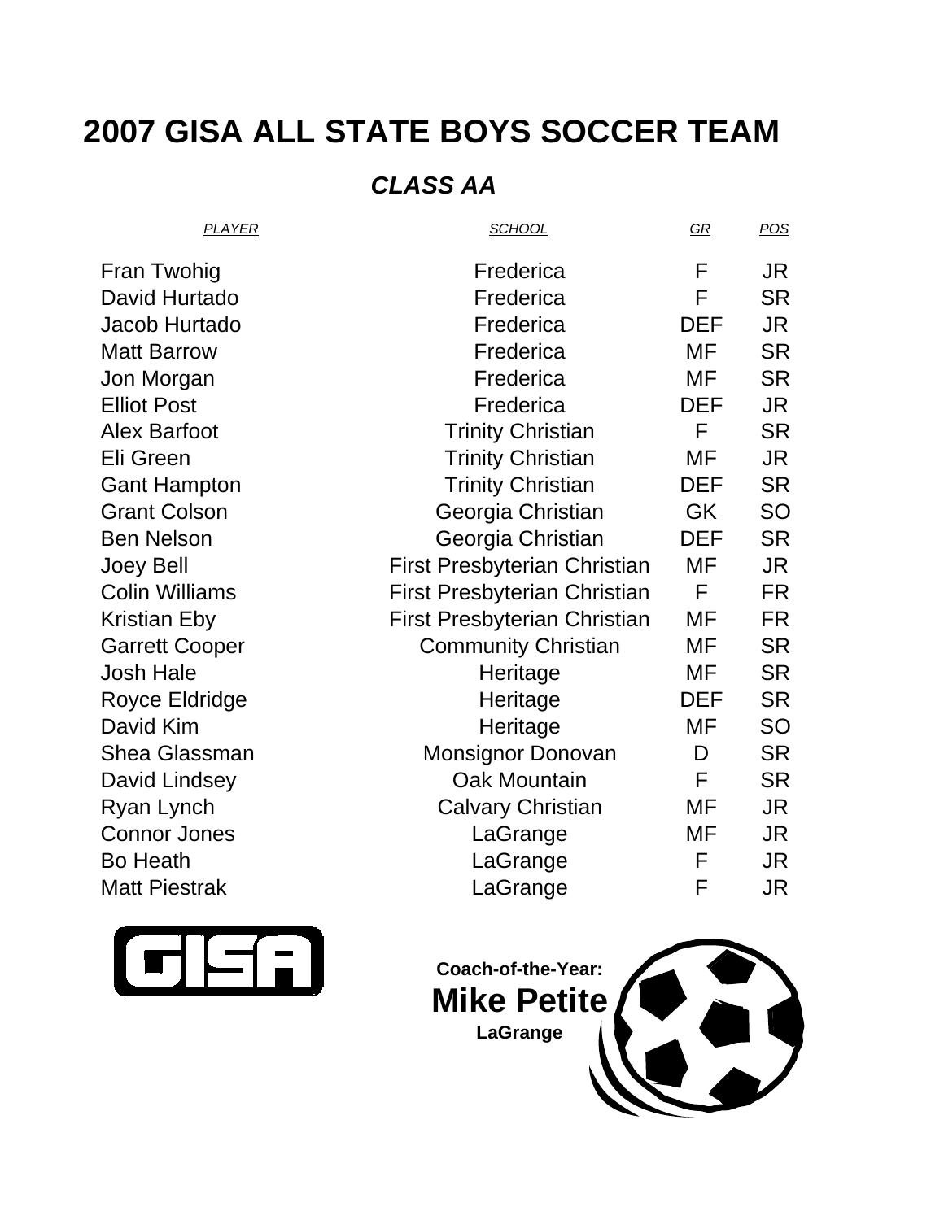# 2007 GISA ALL STATE BOYS SOCCER TEAM

## *CLASS AA*

| *PLAYER* | *SCHOOL* | *GR* | *POS* |
|---|---|---|---|
| Fran Twohig | Frederica | F | JR |
| David Hurtado | Frederica | F | SR |
| Jacob Hurtado | Frederica | DEF | JR |
| Matt Barrow | Frederica | MF | SR |
| Jon Morgan | Frederica | MF | SR |
| Elliot Post | Frederica | DEF | JR |
| Alex Barfoot | Trinity Christian | F | SR |
| Eli Green | Trinity Christian | MF | JR |
| Gant Hampton | Trinity Christian | DEF | SR |
| Grant Colson | Georgia Christian | GK | SO |
| Ben Nelson | Georgia Christian | DEF | SR |
| Joey Bell | First Presbyterian Christian | MF | JR |
| Colin Williams | First Presbyterian Christian | F | FR |
| Kristian Eby | First Presbyterian Christian | MF | FR |
| Garrett Cooper | Community Christian | MF | SR |
| Josh Hale | Heritage | MF | SR |
| Royce Eldridge | Heritage | DEF | SR |
| David Kim | Heritage | MF | SO |
| Shea Glassman | Monsignor Donovan | D | SR |
| David Lindsey | Oak Mountain | F | SR |
| Ryan Lynch | Calvary Christian | MF | JR |
| Connor Jones | LaGrange | MF | JR |
| Bo Heath | LaGrange | F | JR |
| Matt Piestrak | LaGrange | F | JR |

GISA

**Coach-of-the-Year:**

**Mike Petite**

**LaGrange**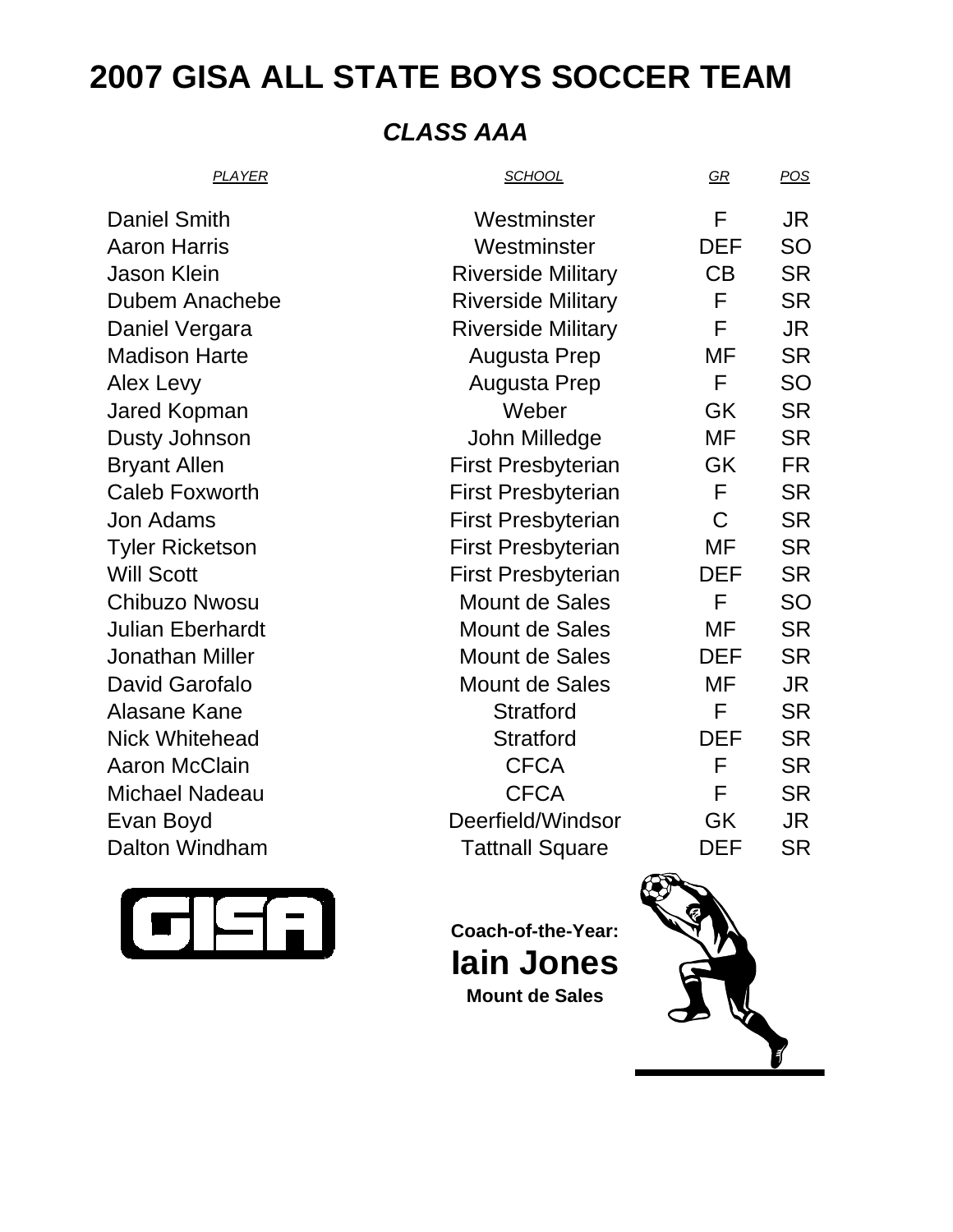# 2007 GISA ALL STATE BOYS SOCCER TEAM

## *CLASS AAA*

| *PLAYER* | *SCHOOL* | *GR* | *POS* |
|---|---|---|---|
| Daniel Smith | Westminster | F | JR |
| Aaron Harris | Westminster | DEF | SO |
| Jason Klein | Riverside Military | CB | SR |
| Dubem Anachebe | Riverside Military | F | SR |
| Daniel Vergara | Riverside Military | F | JR |
| Madison Harte | Augusta Prep | MF | SR |
| Alex Levy | Augusta Prep | F | SO |
| Jared Kopman | Weber | GK | SR |
| Dusty Johnson | John Milledge | MF | SR |
| Bryant Allen | First Presbyterian | GK | FR |
| Caleb Foxworth | First Presbyterian | F | SR |
| Jon Adams | First Presbyterian | C | SR |
| Tyler Ricketson | First Presbyterian | MF | SR |
| Will Scott | First Presbyterian | DEF | SR |
| Chibuzo Nwosu | Mount de Sales | F | SO |
| Julian Eberhardt | Mount de Sales | MF | SR |
| Jonathan Miller | Mount de Sales | DEF | SR |
| David Garofalo | Mount de Sales | MF | JR |
| Alasane Kane | Stratford | F | SR |
| Nick Whitehead | Stratford | DEF | SR |
| Aaron McClain | CFCA | F | SR |
| Michael Nadeau | CFCA | F | SR |
| Evan Boyd | Deerfield/Windsor | GK | JR |
| Dalton Windham | Tattnall Square | DEF | SR |

GISA

**Coach-of-the-Year:**
**Iain Jones**
**Mount de Sales**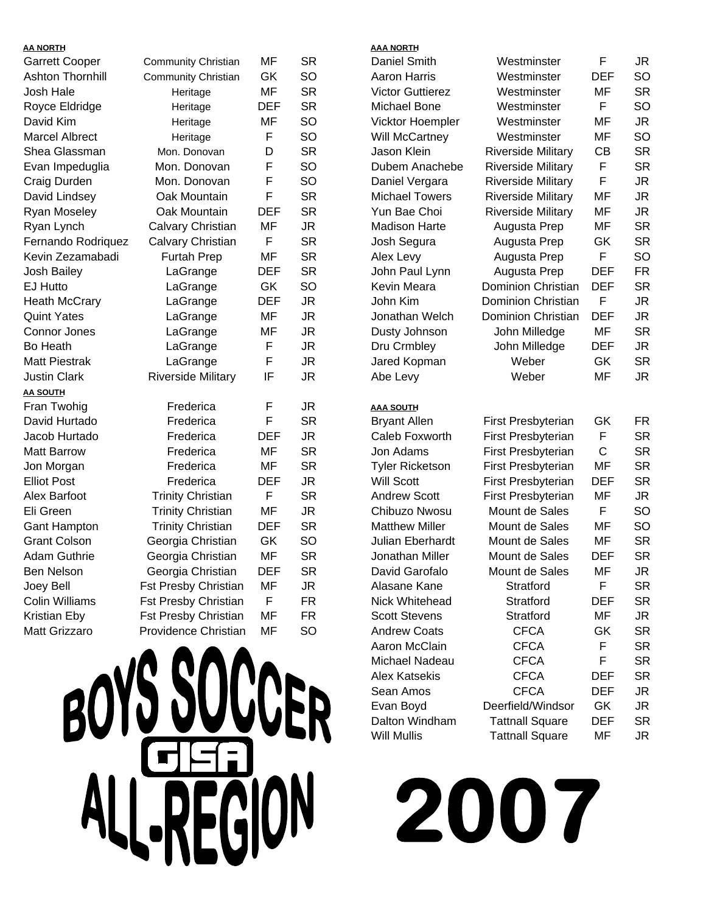# BOYS SOCCER GISA ALL-REGION 2007

**AA NORTH**

| | | | |
|---|---|---|---|
| Garrett Cooper | Community Christian | MF | SR |
| Ashton Thornhill | Community Christian | GK | SO |
| Josh Hale | Heritage | MF | SR |
| Royce Eldridge | Heritage | DEF | SR |
| David Kim | Heritage | MF | SO |
| Marcel Albrect | Heritage | F | SO |
| Shea Glassman | Mon. Donovan | D | SR |
| Evan Impeduglia | Mon. Donovan | F | SO |
| Craig Durden | Mon. Donovan | F | SO |
| David Lindsey | Oak Mountain | F | SR |
| Ryan Moseley | Oak Mountain | DEF | SR |
| Ryan Lynch | Calvary Christian | MF | JR |
| Fernando Rodriquez | Calvary Christian | F | SR |
| Kevin Zezamabadi | Furtah Prep | MF | SR |
| Josh Bailey | LaGrange | DEF | SR |
| EJ Hutto | LaGrange | GK | SO |
| Heath McCrary | LaGrange | DEF | JR |
| Quint Yates | LaGrange | MF | JR |
| Connor Jones | LaGrange | MF | JR |
| Bo Heath | LaGrange | F | JR |
| Matt Piestrak | LaGrange | F | JR |
| Justin Clark | Riverside Military | IF | JR |

**AA SOUTH**

| | | | |
|---|---|---|---|
| Fran Twohig | Frederica | F | JR |
| David Hurtado | Frederica | F | SR |
| Jacob Hurtado | Frederica | DEF | JR |
| Matt Barrow | Frederica | MF | SR |
| Jon Morgan | Frederica | MF | SR |
| Elliot Post | Frederica | DEF | JR |
| Alex Barfoot | Trinity Christian | F | SR |
| Eli Green | Trinity Christian | MF | JR |
| Gant Hampton | Trinity Christian | DEF | SR |
| Grant Colson | Georgia Christian | GK | SO |
| Adam Guthrie | Georgia Christian | MF | SR |
| Ben Nelson | Georgia Christian | DEF | SR |
| Joey Bell | Fst Presby Christian | MF | JR |
| Colin Williams | Fst Presby Christian | F | FR |
| Kristian Eby | Fst Presby Christian | MF | FR |
| Matt Grizzaro | Providence Christian | MF | SO |

**AAA NORTH**

| | | | |
|---|---|---|---|
| Daniel Smith | Westminster | F | JR |
| Aaron Harris | Westminster | DEF | SO |
| Victor Guttierez | Westminster | MF | SR |
| Michael Bone | Westminster | F | SO |
| Vicktor Hoempler | Westminster | MF | JR |
| Will McCartney | Westminster | MF | SO |
| Jason Klein | Riverside Military | CB | SR |
| Dubem Anachebe | Riverside Military | F | SR |
| Daniel Vergara | Riverside Military | F | JR |
| Michael Towers | Riverside Military | MF | JR |
| Yun Bae Choi | Riverside Military | MF | JR |
| Madison Harte | Augusta Prep | MF | SR |
| Josh Segura | Augusta Prep | GK | SR |
| Alex Levy | Augusta Prep | F | SO |
| John Paul Lynn | Augusta Prep | DEF | FR |
| Kevin Meara | Dominion Christian | DEF | SR |
| John Kim | Dominion Christian | F | JR |
| Jonathan Welch | Dominion Christian | DEF | JR |
| Dusty Johnson | John Milledge | MF | SR |
| Dru Crmbley | John Milledge | DEF | JR |
| Jared Kopman | Weber | GK | SR |
| Abe Levy | Weber | MF | JR |

**AAA SOUTH**

| | | | |
|---|---|---|---|
| Bryant Allen | First Presbyterian | GK | FR |
| Caleb Foxworth | First Presbyterian | F | SR |
| Jon Adams | First Presbyterian | C | SR |
| Tyler Ricketson | First Presbyterian | MF | SR |
| Will Scott | First Presbyterian | DEF | SR |
| Andrew Scott | First Presbyterian | MF | JR |
| Chibuzo Nwosu | Mount de Sales | F | SO |
| Matthew Miller | Mount de Sales | MF | SO |
| Julian Eberhardt | Mount de Sales | MF | SR |
| Jonathan Miller | Mount de Sales | DEF | SR |
| David Garofalo | Mount de Sales | MF | JR |
| Alasane Kane | Stratford | F | SR |
| Nick Whitehead | Stratford | DEF | SR |
| Scott Stevens | Stratford | MF | JR |
| Andrew Coats | CFCA | GK | SR |
| Aaron McClain | CFCA | F | SR |
| Michael Nadeau | CFCA | F | SR |
| Alex Katsekis | CFCA | DEF | SR |
| Sean Amos | CFCA | DEF | JR |
| Evan Boyd | Deerfield/Windsor | GK | JR |
| Dalton Windham | Tattnall Square | DEF | SR |
| Will Mullis | Tattnall Square | MF | JR |